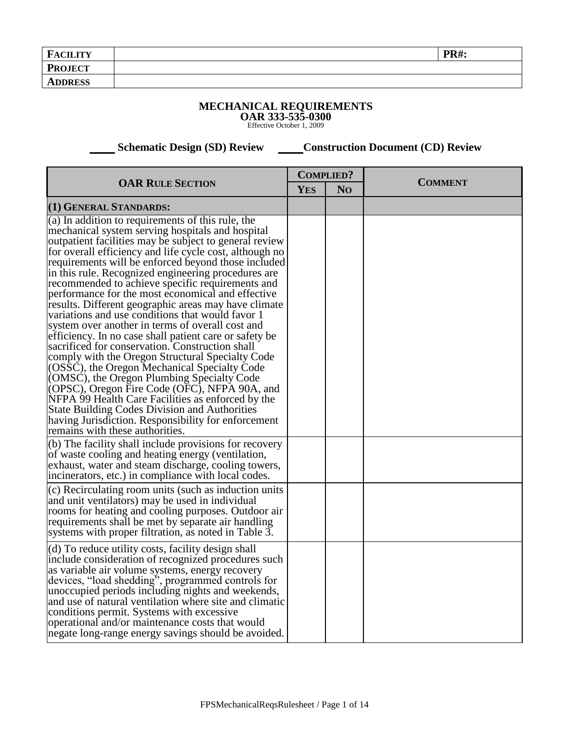| **FACILITY** | | **PR#:** |
|---|---|---|
| **PROJECT** | | |
| **ADDRESS** | | |

# MECHANICAL REQUIREMENTS

## OAR 333-535-0300

Effective October 1, 2009

_____ **Schematic Design (SD) Review** _____ **Construction Document (CD) Review**

| OAR RULE SECTION | COMPLIED? | | COMMENT |
|---|---|---|---|
| | YES | NO | |
| **(1) GENERAL STANDARDS:** | | | |
| (a) In addition to requirements of this rule, the mechanical system serving hospitals and hospital outpatient facilities may be subject to general review for overall efficiency and life cycle cost, although no requirements will be enforced beyond those included in this rule. Recognized engineering procedures are recommended to achieve specific requirements and performance for the most economical and effective results. Different geographic areas may have climate variations and use conditions that would favor 1 system over another in terms of overall cost and efficiency. In no case shall patient care or safety be sacrificed for conservation. Construction shall comply with the Oregon Structural Specialty Code (OSSC), the Oregon Mechanical Specialty Code (OMSC), the Oregon Plumbing Specialty Code (OPSC), Oregon Fire Code (OFC), NFPA 90A, and NFPA 99 Health Care Facilities as enforced by the State Building Codes Division and Authorities having Jurisdiction. Responsibility for enforcement remains with these authorities. | | | |
| (b) The facility shall include provisions for recovery of waste cooling and heating energy (ventilation, exhaust, water and steam discharge, cooling towers, incinerators, etc.) in compliance with local codes. | | | |
| (c) Recirculating room units (such as induction units and unit ventilators) may be used in individual rooms for heating and cooling purposes. Outdoor air requirements shall be met by separate air handling systems with proper filtration, as noted in Table 3. | | | |
| (d) To reduce utility costs, facility design shall include consideration of recognized procedures such as variable air volume systems, energy recovery devices, "load shedding", programmed controls for unoccupied periods including nights and weekends, and use of natural ventilation where site and climatic conditions permit. Systems with excessive operational and/or maintenance costs that would negate long-range energy savings should be avoided. | | | |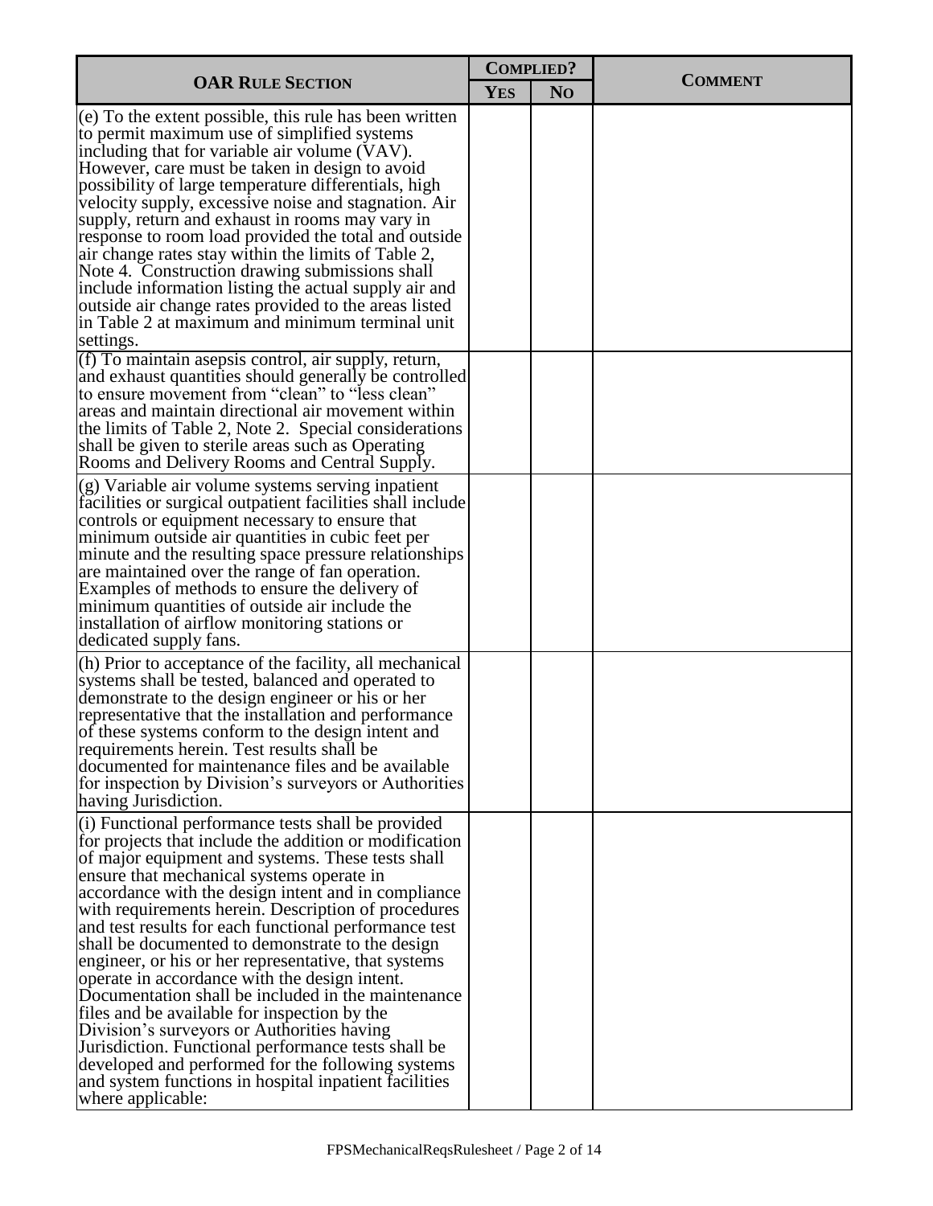| OAR Rule Section | Complied? | | Comment |
|---|---|---|---|
| | Yes | No | |
| (e) To the extent possible, this rule has been written to permit maximum use of simplified systems including that for variable air volume (VAV). However, care must be taken in design to avoid possibility of large temperature differentials, high velocity supply, excessive noise and stagnation. Air supply, return and exhaust in rooms may vary in response to room load provided the total and outside air change rates stay within the limits of Table 2, Note 4. Construction drawing submissions shall include information listing the actual supply air and outside air change rates provided to the areas listed in Table 2 at maximum and minimum terminal unit settings. | | | |
| (f) To maintain asepsis control, air supply, return, and exhaust quantities should generally be controlled to ensure movement from "clean" to "less clean" areas and maintain directional air movement within the limits of Table 2, Note 2. Special considerations shall be given to sterile areas such as Operating Rooms and Delivery Rooms and Central Supply. | | | |
| (g) Variable air volume systems serving inpatient facilities or surgical outpatient facilities shall include controls or equipment necessary to ensure that minimum outside air quantities in cubic feet per minute and the resulting space pressure relationships are maintained over the range of fan operation. Examples of methods to ensure the delivery of minimum quantities of outside air include the installation of airflow monitoring stations or dedicated supply fans. | | | |
| (h) Prior to acceptance of the facility, all mechanical systems shall be tested, balanced and operated to demonstrate to the design engineer or his or her representative that the installation and performance of these systems conform to the design intent and requirements herein. Test results shall be documented for maintenance files and be available for inspection by Division's surveyors or Authorities having Jurisdiction. | | | |
| (i) Functional performance tests shall be provided for projects that include the addition or modification of major equipment and systems. These tests shall ensure that mechanical systems operate in accordance with the design intent and in compliance with requirements herein. Description of procedures and test results for each functional performance test shall be documented to demonstrate to the design engineer, or his or her representative, that systems operate in accordance with the design intent. Documentation shall be included in the maintenance files and be available for inspection by the Division's surveyors or Authorities having Jurisdiction. Functional performance tests shall be developed and performed for the following systems and system functions in hospital inpatient facilities where applicable: | | | |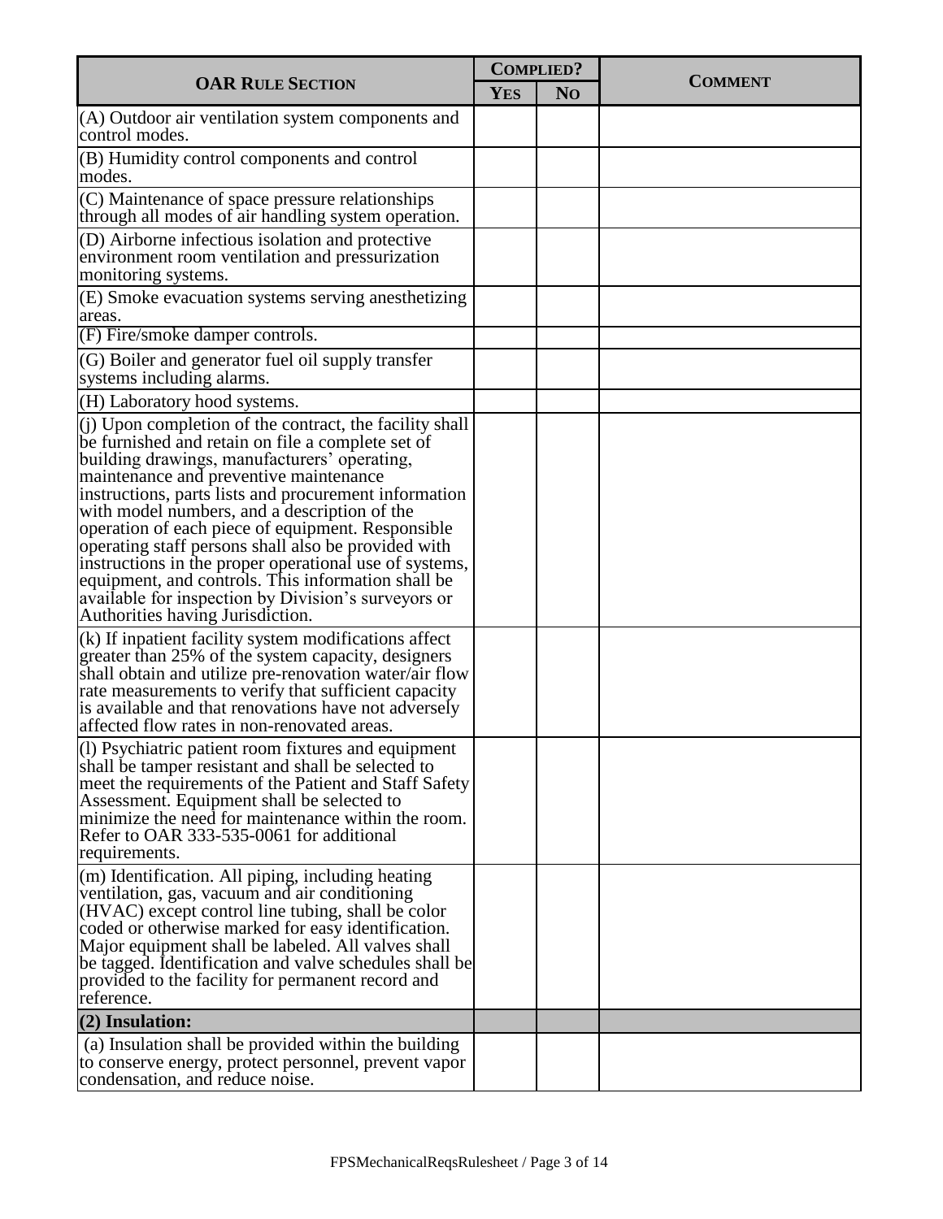| OAR Rule Section | Complied? | | Comment |
|---|---|---|---|
| | Yes | No | |
| (A) Outdoor air ventilation system components and control modes. | | | |
| (B) Humidity control components and control modes. | | | |
| (C) Maintenance of space pressure relationships through all modes of air handling system operation. | | | |
| (D) Airborne infectious isolation and protective environment room ventilation and pressurization monitoring systems. | | | |
| (E) Smoke evacuation systems serving anesthetizing areas. | | | |
| (F) Fire/smoke damper controls. | | | |
| (G) Boiler and generator fuel oil supply transfer systems including alarms. | | | |
| (H) Laboratory hood systems. | | | |
| (j) Upon completion of the contract, the facility shall be furnished and retain on file a complete set of building drawings, manufacturers' operating, maintenance and preventive maintenance instructions, parts lists and procurement information with model numbers, and a description of the operation of each piece of equipment. Responsible operating staff persons shall also be provided with instructions in the proper operational use of systems, equipment, and controls. This information shall be available for inspection by Division's surveyors or Authorities having Jurisdiction. | | | |
| (k) If inpatient facility system modifications affect greater than 25% of the system capacity, designers shall obtain and utilize pre-renovation water/air flow rate measurements to verify that sufficient capacity is available and that renovations have not adversely affected flow rates in non-renovated areas. | | | |
| (l) Psychiatric patient room fixtures and equipment shall be tamper resistant and shall be selected to meet the requirements of the Patient and Staff Safety Assessment. Equipment shall be selected to minimize the need for maintenance within the room. Refer to OAR 333-535-0061 for additional requirements. | | | |
| (m) Identification. All piping, including heating ventilation, gas, vacuum and air conditioning (HVAC) except control line tubing, shall be color coded or otherwise marked for easy identification. Major equipment shall be labeled. All valves shall be tagged. Identification and valve schedules shall be provided to the facility for permanent record and reference. | | | |
| **(2) Insulation:** | | | |
| (a) Insulation shall be provided within the building to conserve energy, protect personnel, prevent vapor condensation, and reduce noise. | | | |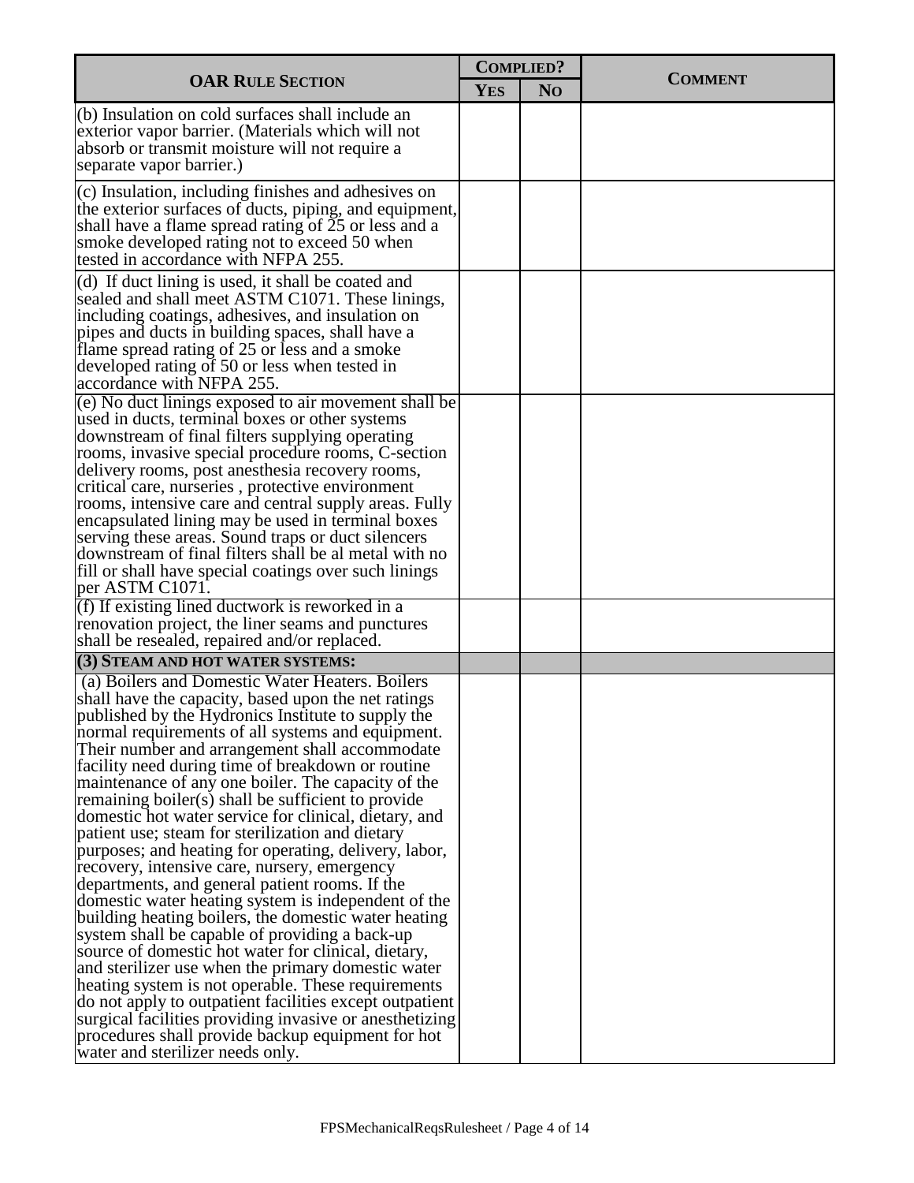| OAR Rule Section | Complied? | | Comment |
|---|---|---|---|
| | Yes | No | |
| (b) Insulation on cold surfaces shall include an exterior vapor barrier. (Materials which will not absorb or transmit moisture will not require a separate vapor barrier.) | | | |
| (c) Insulation, including finishes and adhesives on the exterior surfaces of ducts, piping, and equipment, shall have a flame spread rating of 25 or less and a smoke developed rating not to exceed 50 when tested in accordance with NFPA 255. | | | |
| (d) If duct lining is used, it shall be coated and sealed and shall meet ASTM C1071. These linings, including coatings, adhesives, and insulation on pipes and ducts in building spaces, shall have a flame spread rating of 25 or less and a smoke developed rating of 50 or less when tested in accordance with NFPA 255. | | | |
| (e) No duct linings exposed to air movement shall be used in ducts, terminal boxes or other systems downstream of final filters supplying operating rooms, invasive special procedure rooms, C-section delivery rooms, post anesthesia recovery rooms, critical care, nurseries , protective environment rooms, intensive care and central supply areas. Fully encapsulated lining may be used in terminal boxes serving these areas. Sound traps or duct silencers downstream of final filters shall be al metal with no fill or shall have special coatings over such linings per ASTM C1071. | | | |
| (f) If existing lined ductwork is reworked in a renovation project, the liner seams and punctures shall be resealed, repaired and/or replaced. | | | |
| **(3) STEAM AND HOT WATER SYSTEMS:** | | | |
| (a) Boilers and Domestic Water Heaters. Boilers shall have the capacity, based upon the net ratings published by the Hydronics Institute to supply the normal requirements of all systems and equipment. Their number and arrangement shall accommodate facility need during time of breakdown or routine maintenance of any one boiler. The capacity of the remaining boiler(s) shall be sufficient to provide domestic hot water service for clinical, dietary, and patient use; steam for sterilization and dietary purposes; and heating for operating, delivery, labor, recovery, intensive care, nursery, emergency departments, and general patient rooms. If the domestic water heating system is independent of the building heating boilers, the domestic water heating system shall be capable of providing a back-up source of domestic hot water for clinical, dietary, and sterilizer use when the primary domestic water heating system is not operable. These requirements do not apply to outpatient facilities except outpatient surgical facilities providing invasive or anesthetizing procedures shall provide backup equipment for hot water and sterilizer needs only. | | | |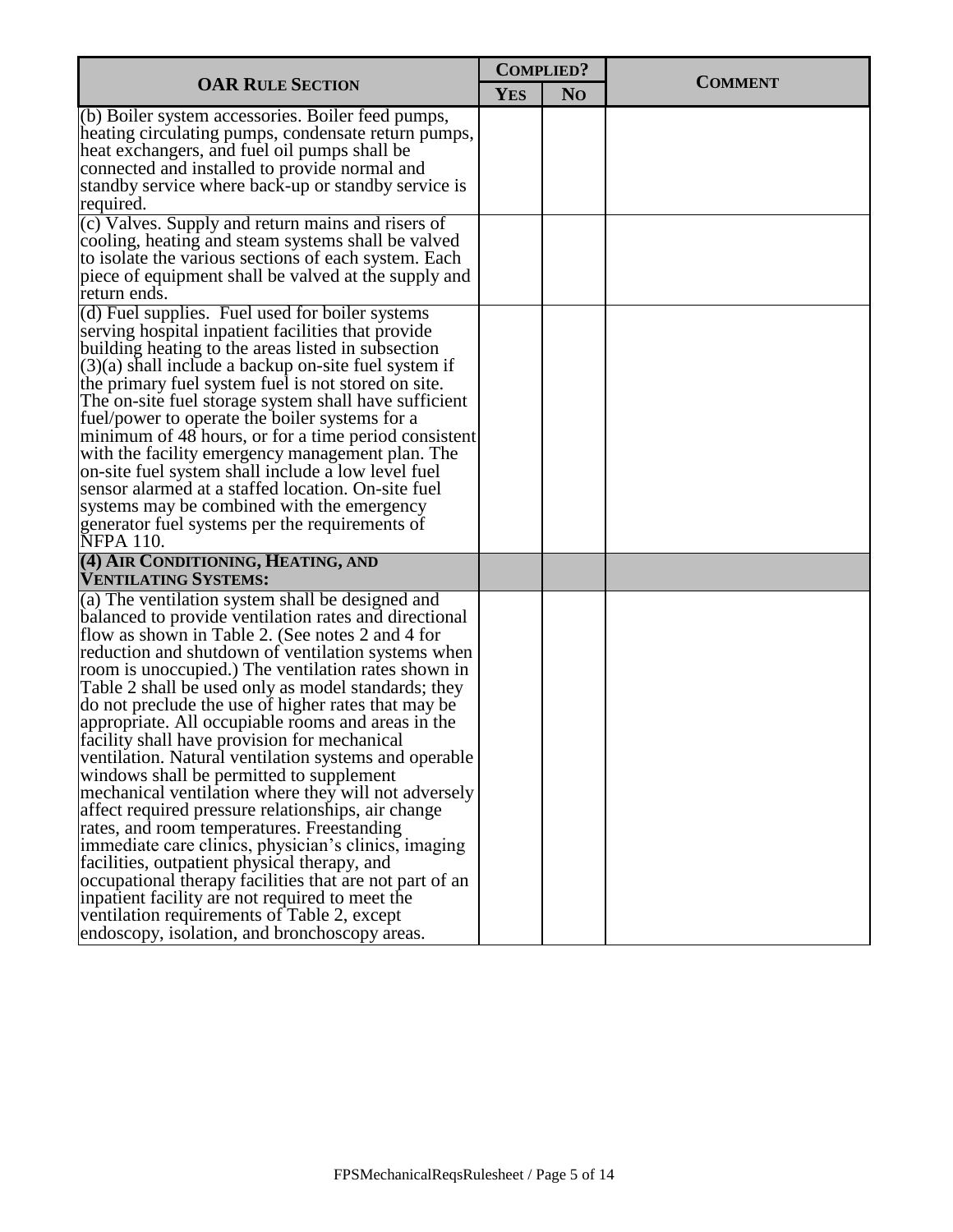| OAR Rule Section | Complied? | | Comment |
|---|---|---|---|
| | Yes | No | |
| (b) Boiler system accessories. Boiler feed pumps, heating circulating pumps, condensate return pumps, heat exchangers, and fuel oil pumps shall be connected and installed to provide normal and standby service where back-up or standby service is required. | | | |
| (c) Valves. Supply and return mains and risers of cooling, heating and steam systems shall be valved to isolate the various sections of each system. Each piece of equipment shall be valved at the supply and return ends. | | | |
| (d) Fuel supplies. Fuel used for boiler systems serving hospital inpatient facilities that provide building heating to the areas listed in subsection (3)(a) shall include a backup on-site fuel system if the primary fuel system fuel is not stored on site. The on-site fuel storage system shall have sufficient fuel/power to operate the boiler systems for a minimum of 48 hours, or for a time period consistent with the facility emergency management plan. The on-site fuel system shall include a low level fuel sensor alarmed at a staffed location. On-site fuel systems may be combined with the emergency generator fuel systems per the requirements of NFPA 110. | | | |
| **(4) Air Conditioning, Heating, and Ventilating Systems:** | | | |
| (a) The ventilation system shall be designed and balanced to provide ventilation rates and directional flow as shown in Table 2. (See notes 2 and 4 for reduction and shutdown of ventilation systems when room is unoccupied.) The ventilation rates shown in Table 2 shall be used only as model standards; they do not preclude the use of higher rates that may be appropriate. All occupiable rooms and areas in the facility shall have provision for mechanical ventilation. Natural ventilation systems and operable windows shall be permitted to supplement mechanical ventilation where they will not adversely affect required pressure relationships, air change rates, and room temperatures. Freestanding immediate care clinics, physician's clinics, imaging facilities, outpatient physical therapy, and occupational therapy facilities that are not part of an inpatient facility are not required to meet the ventilation requirements of Table 2, except endoscopy, isolation, and bronchoscopy areas. | | | |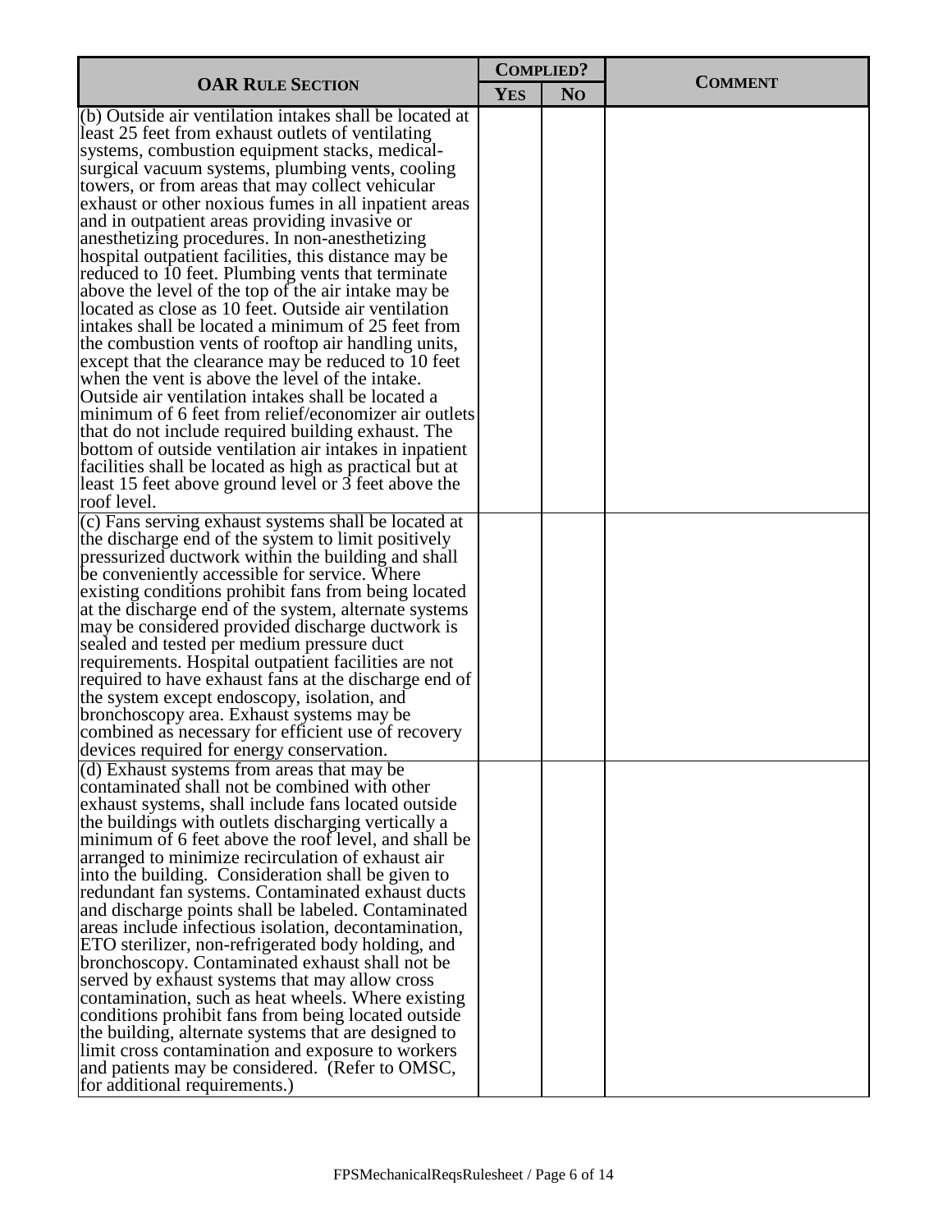| OAR Rule Section | Complied? | | Comment |
|---|---|---|---|
| | Yes | No | |
| (b) Outside air ventilation intakes shall be located at least 25 feet from exhaust outlets of ventilating systems, combustion equipment stacks, medical-surgical vacuum systems, plumbing vents, cooling towers, or from areas that may collect vehicular exhaust or other noxious fumes in all inpatient areas and in outpatient areas providing invasive or anesthetizing procedures. In non-anesthetizing hospital outpatient facilities, this distance may be reduced to 10 feet. Plumbing vents that terminate above the level of the top of the air intake may be located as close as 10 feet. Outside air ventilation intakes shall be located a minimum of 25 feet from the combustion vents of rooftop air handling units, except that the clearance may be reduced to 10 feet when the vent is above the level of the intake. Outside air ventilation intakes shall be located a minimum of 6 feet from relief/economizer air outlets that do not include required building exhaust. The bottom of outside ventilation air intakes in inpatient facilities shall be located as high as practical but at least 15 feet above ground level or 3 feet above the roof level. | | | |
| (c) Fans serving exhaust systems shall be located at the discharge end of the system to limit positively pressurized ductwork within the building and shall be conveniently accessible for service. Where existing conditions prohibit fans from being located at the discharge end of the system, alternate systems may be considered provided discharge ductwork is sealed and tested per medium pressure duct requirements. Hospital outpatient facilities are not required to have exhaust fans at the discharge end of the system except endoscopy, isolation, and bronchoscopy area. Exhaust systems may be combined as necessary for efficient use of recovery devices required for energy conservation. | | | |
| (d) Exhaust systems from areas that may be contaminated shall not be combined with other exhaust systems, shall include fans located outside the buildings with outlets discharging vertically a minimum of 6 feet above the roof level, and shall be arranged to minimize recirculation of exhaust air into the building. Consideration shall be given to redundant fan systems. Contaminated exhaust ducts and discharge points shall be labeled. Contaminated areas include infectious isolation, decontamination, ETO sterilizer, non-refrigerated body holding, and bronchoscopy. Contaminated exhaust shall not be served by exhaust systems that may allow cross contamination, such as heat wheels. Where existing conditions prohibit fans from being located outside the building, alternate systems that are designed to limit cross contamination and exposure to workers and patients may be considered. (Refer to OMSC, for additional requirements.) | | | |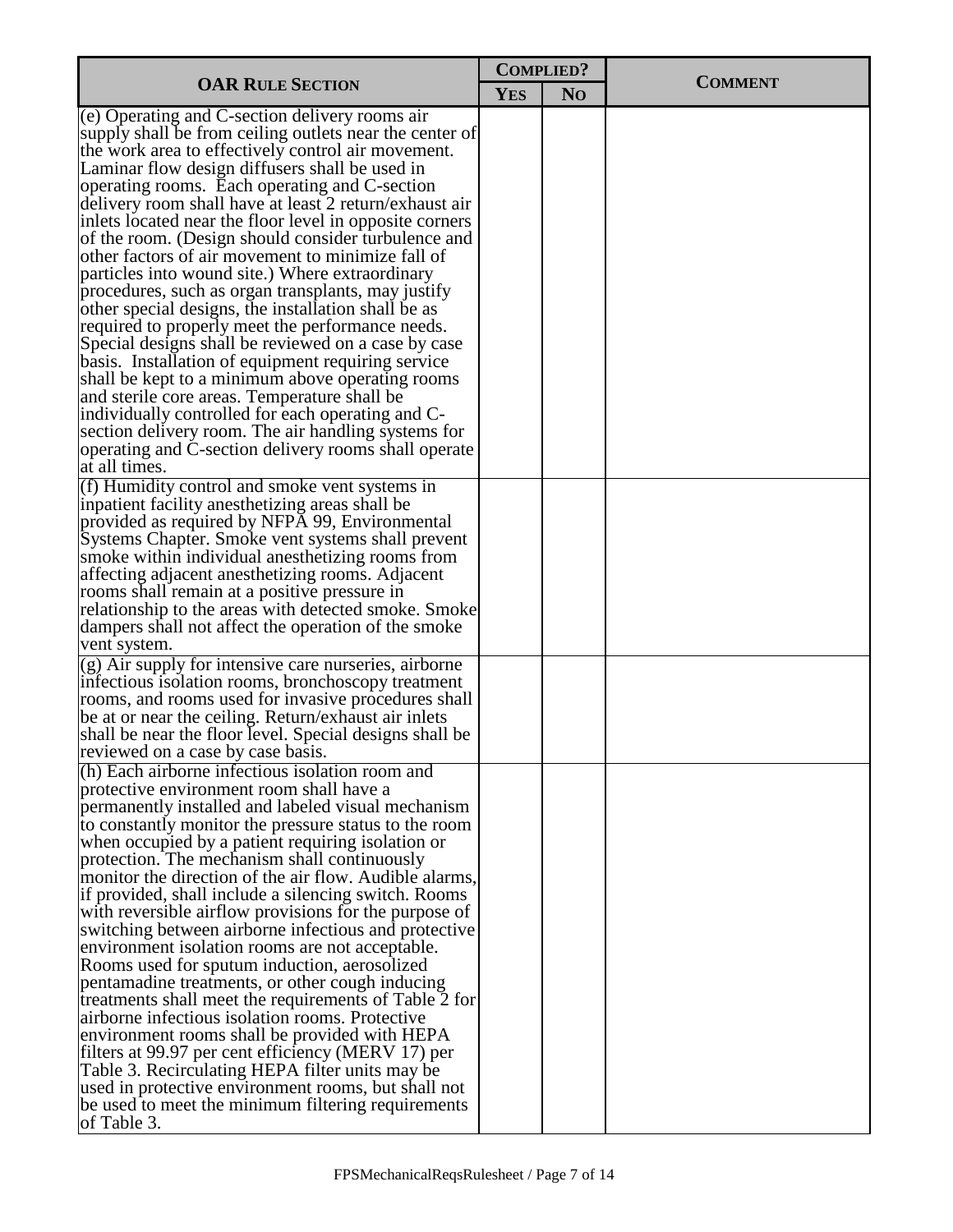| OAR RULE SECTION | COMPLIED? | | COMMENT |
|---|---|---|---|
| | YES | NO | |
| (e) Operating and C-section delivery rooms air supply shall be from ceiling outlets near the center of the work area to effectively control air movement. Laminar flow design diffusers shall be used in operating rooms. Each operating and C-section delivery room shall have at least 2 return/exhaust air inlets located near the floor level in opposite corners of the room. (Design should consider turbulence and other factors of air movement to minimize fall of particles into wound site.) Where extraordinary procedures, such as organ transplants, may justify other special designs, the installation shall be as required to properly meet the performance needs. Special designs shall be reviewed on a case by case basis. Installation of equipment requiring service shall be kept to a minimum above operating rooms and sterile core areas. Temperature shall be individually controlled for each operating and C-section delivery room. The air handling systems for operating and C-section delivery rooms shall operate at all times. | | | |
| (f) Humidity control and smoke vent systems in inpatient facility anesthetizing areas shall be provided as required by NFPA 99, Environmental Systems Chapter. Smoke vent systems shall prevent smoke within individual anesthetizing rooms from affecting adjacent anesthetizing rooms. Adjacent rooms shall remain at a positive pressure in relationship to the areas with detected smoke. Smoke dampers shall not affect the operation of the smoke vent system. | | | |
| (g) Air supply for intensive care nurseries, airborne infectious isolation rooms, bronchoscopy treatment rooms, and rooms used for invasive procedures shall be at or near the ceiling. Return/exhaust air inlets shall be near the floor level. Special designs shall be reviewed on a case by case basis. | | | |
| (h) Each airborne infectious isolation room and protective environment room shall have a permanently installed and labeled visual mechanism to constantly monitor the pressure status to the room when occupied by a patient requiring isolation or protection. The mechanism shall continuously monitor the direction of the air flow. Audible alarms, if provided, shall include a silencing switch. Rooms with reversible airflow provisions for the purpose of switching between airborne infectious and protective environment isolation rooms are not acceptable. Rooms used for sputum induction, aerosolized pentamadine treatments, or other cough inducing treatments shall meet the requirements of Table 2 for airborne infectious isolation rooms. Protective environment rooms shall be provided with HEPA filters at 99.97 per cent efficiency (MERV 17) per Table 3. Recirculating HEPA filter units may be used in protective environment rooms, but shall not be used to meet the minimum filtering requirements of Table 3. | | | |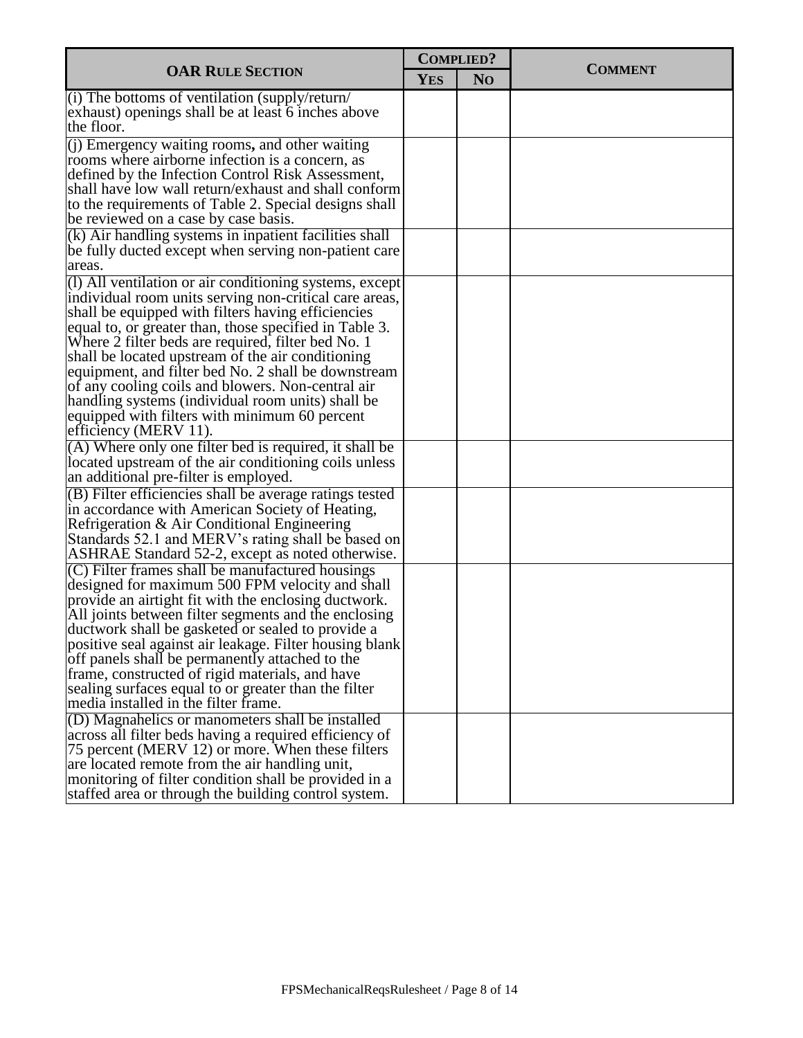| **OAR Rule Section** | **Complied?** | | **Comment** |
|---|---|---|---|
| | **Yes** | **No** | |
| (i) The bottoms of ventilation (supply/return/ exhaust) openings shall be at least 6 inches above the floor. | | | |
| (j) Emergency waiting rooms**,** and other waiting rooms where airborne infection is a concern, as defined by the Infection Control Risk Assessment, shall have low wall return/exhaust and shall conform to the requirements of Table 2. Special designs shall be reviewed on a case by case basis. | | | |
| (k) Air handling systems in inpatient facilities shall be fully ducted except when serving non-patient care areas. | | | |
| (l) All ventilation or air conditioning systems, except individual room units serving non-critical care areas, shall be equipped with filters having efficiencies equal to, or greater than, those specified in Table 3. Where 2 filter beds are required, filter bed No. 1 shall be located upstream of the air conditioning equipment, and filter bed No. 2 shall be downstream of any cooling coils and blowers. Non-central air handling systems (individual room units) shall be equipped with filters with minimum 60 percent efficiency (MERV 11). | | | |
| (A) Where only one filter bed is required, it shall be located upstream of the air conditioning coils unless an additional pre-filter is employed. | | | |
| (B) Filter efficiencies shall be average ratings tested in accordance with American Society of Heating, Refrigeration & Air Conditional Engineering Standards 52.1 and MERV's rating shall be based on ASHRAE Standard 52-2, except as noted otherwise. | | | |
| (C) Filter frames shall be manufactured housings designed for maximum 500 FPM velocity and shall provide an airtight fit with the enclosing ductwork. All joints between filter segments and the enclosing ductwork shall be gasketed or sealed to provide a positive seal against air leakage. Filter housing blank off panels shall be permanently attached to the frame, constructed of rigid materials, and have sealing surfaces equal to or greater than the filter media installed in the filter frame. | | | |
| (D) Magnahelics or manometers shall be installed across all filter beds having a required efficiency of 75 percent (MERV 12) or more. When these filters are located remote from the air handling unit, monitoring of filter condition shall be provided in a staffed area or through the building control system. | | | |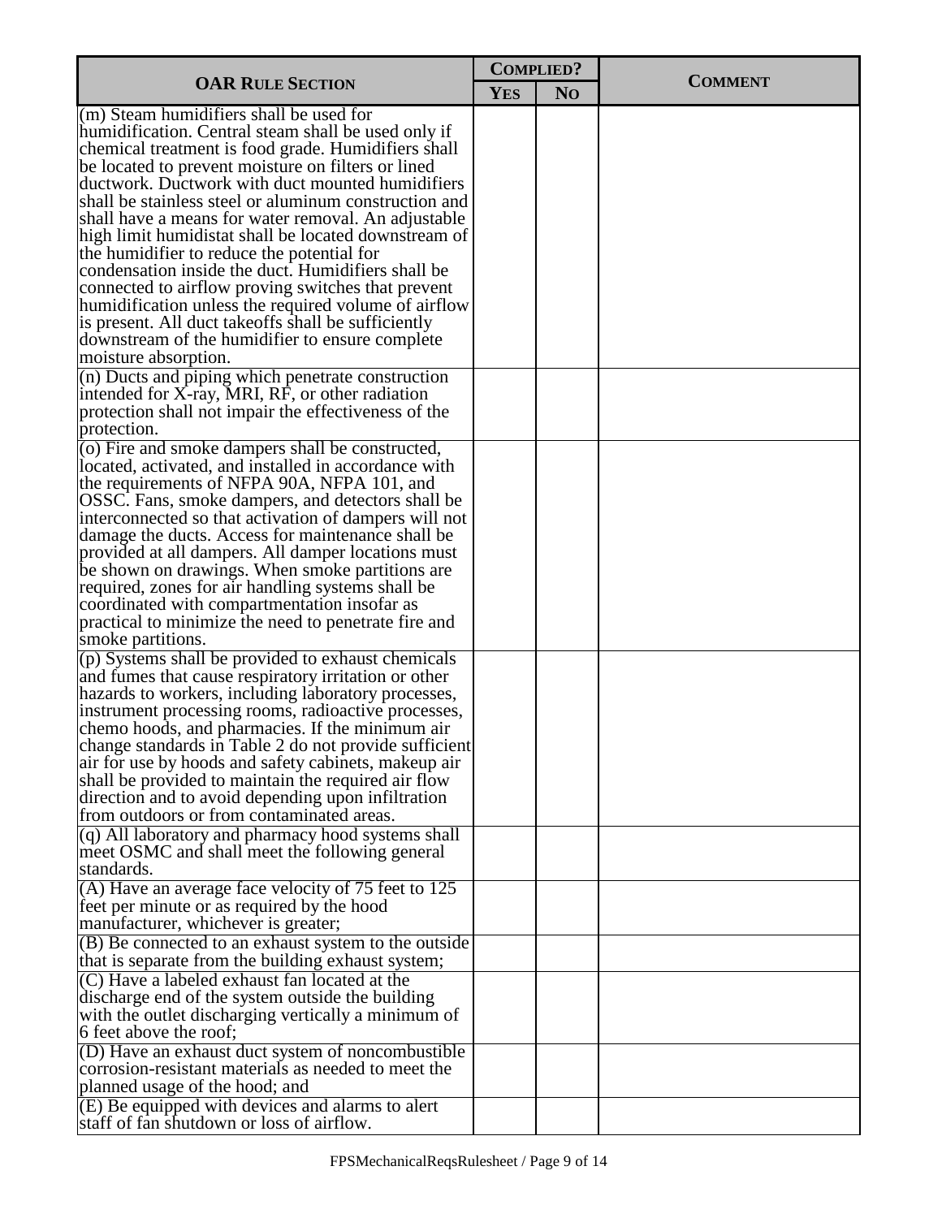| OAR Rule Section | Complied? | | Comment |
|---|---|---|---|
| | Yes | No | |
| (m) Steam humidifiers shall be used for humidification. Central steam shall be used only if chemical treatment is food grade. Humidifiers shall be located to prevent moisture on filters or lined ductwork. Ductwork with duct mounted humidifiers shall be stainless steel or aluminum construction and shall have a means for water removal. An adjustable high limit humidistat shall be located downstream of the humidifier to reduce the potential for condensation inside the duct. Humidifiers shall be connected to airflow proving switches that prevent humidification unless the required volume of airflow is present. All duct takeoffs shall be sufficiently downstream of the humidifier to ensure complete moisture absorption. | | | |
| (n) Ducts and piping which penetrate construction intended for X-ray, MRI, RF, or other radiation protection shall not impair the effectiveness of the protection. | | | |
| (o) Fire and smoke dampers shall be constructed, located, activated, and installed in accordance with the requirements of NFPA 90A, NFPA 101, and OSSC. Fans, smoke dampers, and detectors shall be interconnected so that activation of dampers will not damage the ducts. Access for maintenance shall be provided at all dampers. All damper locations must be shown on drawings. When smoke partitions are required, zones for air handling systems shall be coordinated with compartmentation insofar as practical to minimize the need to penetrate fire and smoke partitions. | | | |
| (p) Systems shall be provided to exhaust chemicals and fumes that cause respiratory irritation or other hazards to workers, including laboratory processes, instrument processing rooms, radioactive processes, chemo hoods, and pharmacies. If the minimum air change standards in Table 2 do not provide sufficient air for use by hoods and safety cabinets, makeup air shall be provided to maintain the required air flow direction and to avoid depending upon infiltration from outdoors or from contaminated areas. | | | |
| (q) All laboratory and pharmacy hood systems shall meet OSMC and shall meet the following general standards. | | | |
| (A) Have an average face velocity of 75 feet to 125 feet per minute or as required by the hood manufacturer, whichever is greater; | | | |
| (B) Be connected to an exhaust system to the outside that is separate from the building exhaust system; | | | |
| (C) Have a labeled exhaust fan located at the discharge end of the system outside the building with the outlet discharging vertically a minimum of 6 feet above the roof; | | | |
| (D) Have an exhaust duct system of noncombustible corrosion-resistant materials as needed to meet the planned usage of the hood; and | | | |
| (E) Be equipped with devices and alarms to alert staff of fan shutdown or loss of airflow. | | | |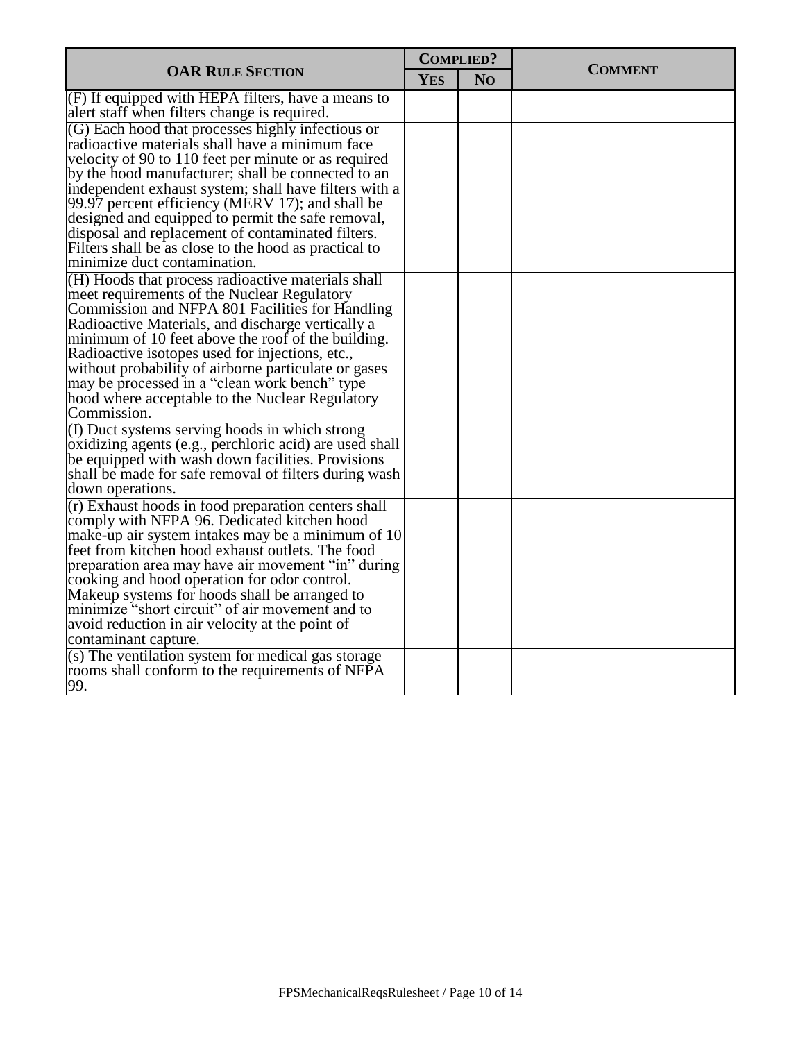| OAR Rule Section | Complied? | | Comment |
|---|---|---|---|
| | Yes | No | |
| (F) If equipped with HEPA filters, have a means to alert staff when filters change is required. | | | |
| (G) Each hood that processes highly infectious or radioactive materials shall have a minimum face velocity of 90 to 110 feet per minute or as required by the hood manufacturer; shall be connected to an independent exhaust system; shall have filters with a 99.97 percent efficiency (MERV 17); and shall be designed and equipped to permit the safe removal, disposal and replacement of contaminated filters. Filters shall be as close to the hood as practical to minimize duct contamination. | | | |
| (H) Hoods that process radioactive materials shall meet requirements of the Nuclear Regulatory Commission and NFPA 801 Facilities for Handling Radioactive Materials, and discharge vertically a minimum of 10 feet above the roof of the building. Radioactive isotopes used for injections, etc., without probability of airborne particulate or gases may be processed in a "clean work bench" type hood where acceptable to the Nuclear Regulatory Commission. | | | |
| (I) Duct systems serving hoods in which strong oxidizing agents (e.g., perchloric acid) are used shall be equipped with wash down facilities. Provisions shall be made for safe removal of filters during wash down operations. | | | |
| (r) Exhaust hoods in food preparation centers shall comply with NFPA 96. Dedicated kitchen hood make-up air system intakes may be a minimum of 10 feet from kitchen hood exhaust outlets. The food preparation area may have air movement "in" during cooking and hood operation for odor control. Makeup systems for hoods shall be arranged to minimize "short circuit" of air movement and to avoid reduction in air velocity at the point of contaminant capture. | | | |
| (s) The ventilation system for medical gas storage rooms shall conform to the requirements of NFPA 99. | | | |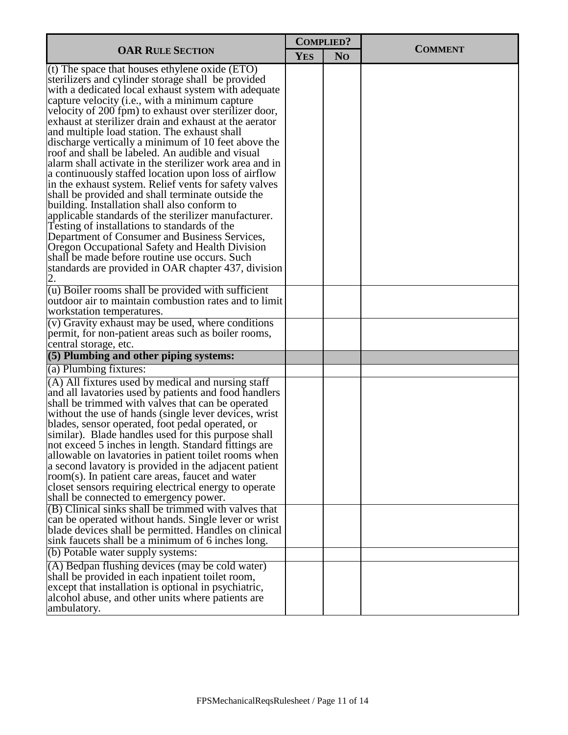| OAR RULE SECTION | COMPLIED? | | COMMENT |
|---|---|---|---|
| | YES | NO | |
| (t) The space that houses ethylene oxide (ETO) sterilizers and cylinder storage shall be provided with a dedicated local exhaust system with adequate capture velocity (i.e., with a minimum capture velocity of 200 fpm) to exhaust over sterilizer door, exhaust at sterilizer drain and exhaust at the aerator and multiple load station. The exhaust shall discharge vertically a minimum of 10 feet above the roof and shall be labeled. An audible and visual alarm shall activate in the sterilizer work area and in a continuously staffed location upon loss of airflow in the exhaust system. Relief vents for safety valves shall be provided and shall terminate outside the building. Installation shall also conform to applicable standards of the sterilizer manufacturer. Testing of installations to standards of the Department of Consumer and Business Services, Oregon Occupational Safety and Health Division shall be made before routine use occurs. Such standards are provided in OAR chapter 437, division 2. | | | |
| (u) Boiler rooms shall be provided with sufficient outdoor air to maintain combustion rates and to limit workstation temperatures. | | | |
| (v) Gravity exhaust may be used, where conditions permit, for non-patient areas such as boiler rooms, central storage, etc. | | | |
| **(5) Plumbing and other piping systems:** | | | |
| (a) Plumbing fixtures: | | | |
| (A) All fixtures used by medical and nursing staff and all lavatories used by patients and food handlers shall be trimmed with valves that can be operated without the use of hands (single lever devices, wrist blades, sensor operated, foot pedal operated, or similar). Blade handles used for this purpose shall not exceed 5 inches in length. Standard fittings are allowable on lavatories in patient toilet rooms when a second lavatory is provided in the adjacent patient room(s). In patient care areas, faucet and water closet sensors requiring electrical energy to operate shall be connected to emergency power. | | | |
| (B) Clinical sinks shall be trimmed with valves that can be operated without hands. Single lever or wrist blade devices shall be permitted. Handles on clinical sink faucets shall be a minimum of 6 inches long. | | | |
| (b) Potable water supply systems: | | | |
| (A) Bedpan flushing devices (may be cold water) shall be provided in each inpatient toilet room, except that installation is optional in psychiatric, alcohol abuse, and other units where patients are ambulatory. | | | |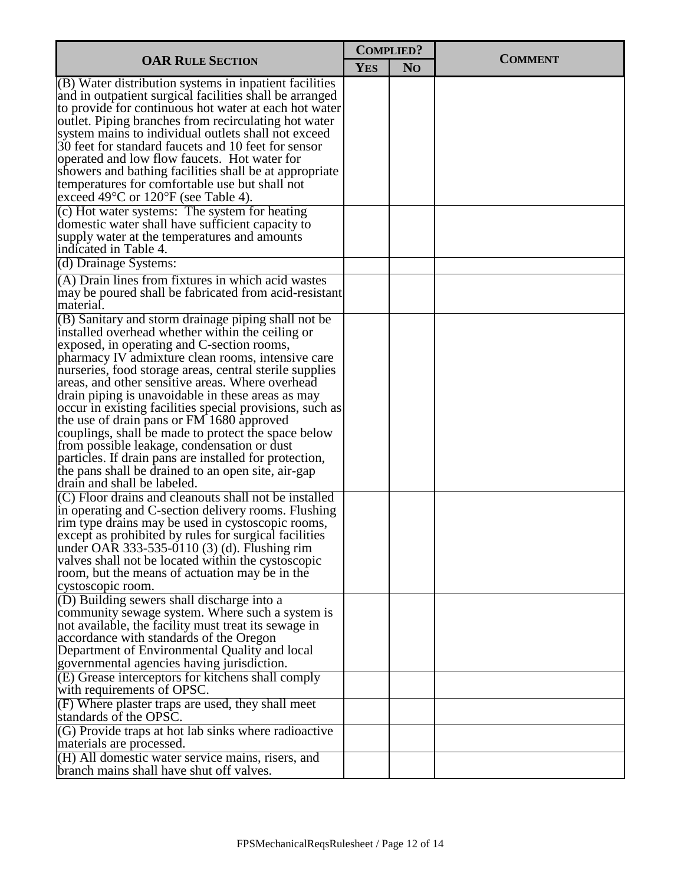| OAR RULE SECTION | COMPLIED? | | COMMENT |
|---|---|---|---|
| | YES | NO | |
| (B) Water distribution systems in inpatient facilities and in outpatient surgical facilities shall be arranged to provide for continuous hot water at each hot water outlet. Piping branches from recirculating hot water system mains to individual outlets shall not exceed 30 feet for standard faucets and 10 feet for sensor operated and low flow faucets. Hot water for showers and bathing facilities shall be at appropriate temperatures for comfortable use but shall not exceed 49°C or 120°F (see Table 4). | | | |
| (c) Hot water systems: The system for heating domestic water shall have sufficient capacity to supply water at the temperatures and amounts indicated in Table 4. | | | |
| (d) Drainage Systems: | | | |
| (A) Drain lines from fixtures in which acid wastes may be poured shall be fabricated from acid-resistant material. | | | |
| (B) Sanitary and storm drainage piping shall not be installed overhead whether within the ceiling or exposed, in operating and C-section rooms, pharmacy IV admixture clean rooms, intensive care nurseries, food storage areas, central sterile supplies areas, and other sensitive areas. Where overhead drain piping is unavoidable in these areas as may occur in existing facilities special provisions, such as the use of drain pans or FM 1680 approved couplings, shall be made to protect the space below from possible leakage, condensation or dust particles. If drain pans are installed for protection, the pans shall be drained to an open site, air-gap drain and shall be labeled. | | | |
| (C) Floor drains and cleanouts shall not be installed in operating and C-section delivery rooms. Flushing rim type drains may be used in cystoscopic rooms, except as prohibited by rules for surgical facilities under OAR 333-535-0110 (3) (d). Flushing rim valves shall not be located within the cystoscopic room, but the means of actuation may be in the cystoscopic room. | | | |
| (D) Building sewers shall discharge into a community sewage system. Where such a system is not available, the facility must treat its sewage in accordance with standards of the Oregon Department of Environmental Quality and local governmental agencies having jurisdiction. | | | |
| (E) Grease interceptors for kitchens shall comply with requirements of OPSC. | | | |
| (F) Where plaster traps are used, they shall meet standards of the OPSC. | | | |
| (G) Provide traps at hot lab sinks where radioactive materials are processed. | | | |
| (H) All domestic water service mains, risers, and branch mains shall have shut off valves. | | | |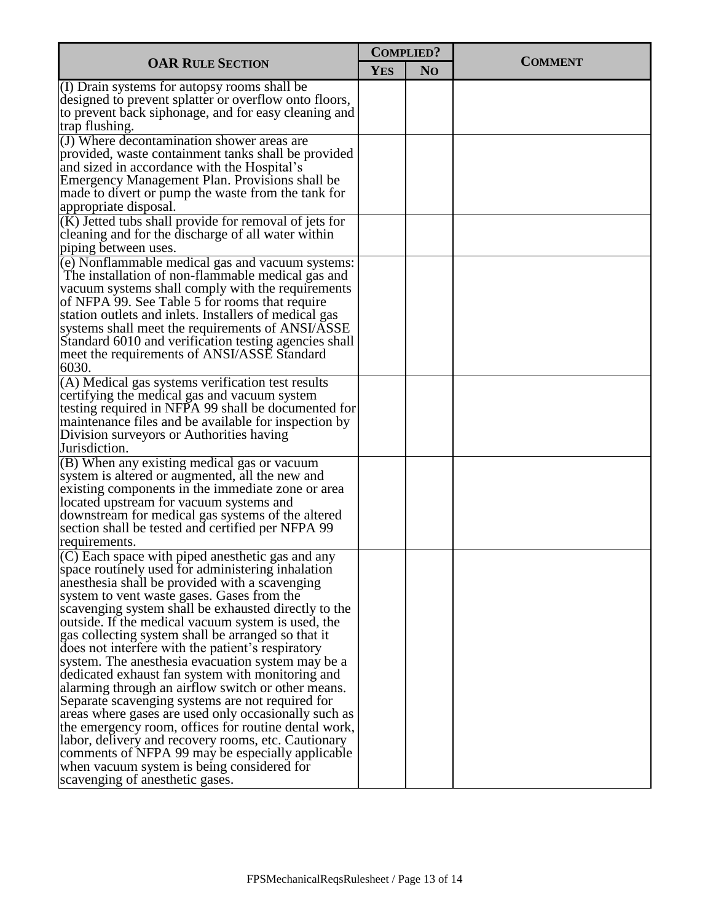| OAR Rule Section | Complied? | | Comment |
|---|---|---|---|
| | Yes | No | |
| (I) Drain systems for autopsy rooms shall be designed to prevent splatter or overflow onto floors, to prevent back siphonage, and for easy cleaning and trap flushing. | | | |
| (J) Where decontamination shower areas are provided, waste containment tanks shall be provided and sized in accordance with the Hospital's Emergency Management Plan. Provisions shall be made to divert or pump the waste from the tank for appropriate disposal. | | | |
| (K) Jetted tubs shall provide for removal of jets for cleaning and for the discharge of all water within piping between uses. | | | |
| (e) Nonflammable medical gas and vacuum systems: The installation of non-flammable medical gas and vacuum systems shall comply with the requirements of NFPA 99. See Table 5 for rooms that require station outlets and inlets. Installers of medical gas systems shall meet the requirements of ANSI/ASSE Standard 6010 and verification testing agencies shall meet the requirements of ANSI/ASSE Standard 6030. | | | |
| (A) Medical gas systems verification test results certifying the medical gas and vacuum system testing required in NFPA 99 shall be documented for maintenance files and be available for inspection by Division surveyors or Authorities having Jurisdiction. | | | |
| (B) When any existing medical gas or vacuum system is altered or augmented, all the new and existing components in the immediate zone or area located upstream for vacuum systems and downstream for medical gas systems of the altered section shall be tested and certified per NFPA 99 requirements. | | | |
| (C) Each space with piped anesthetic gas and any space routinely used for administering inhalation anesthesia shall be provided with a scavenging system to vent waste gases. Gases from the scavenging system shall be exhausted directly to the outside. If the medical vacuum system is used, the gas collecting system shall be arranged so that it does not interfere with the patient's respiratory system. The anesthesia evacuation system may be a dedicated exhaust fan system with monitoring and alarming through an airflow switch or other means. Separate scavenging systems are not required for areas where gases are used only occasionally such as the emergency room, offices for routine dental work, labor, delivery and recovery rooms, etc. Cautionary comments of NFPA 99 may be especially applicable when vacuum system is being considered for scavenging of anesthetic gases. | | | |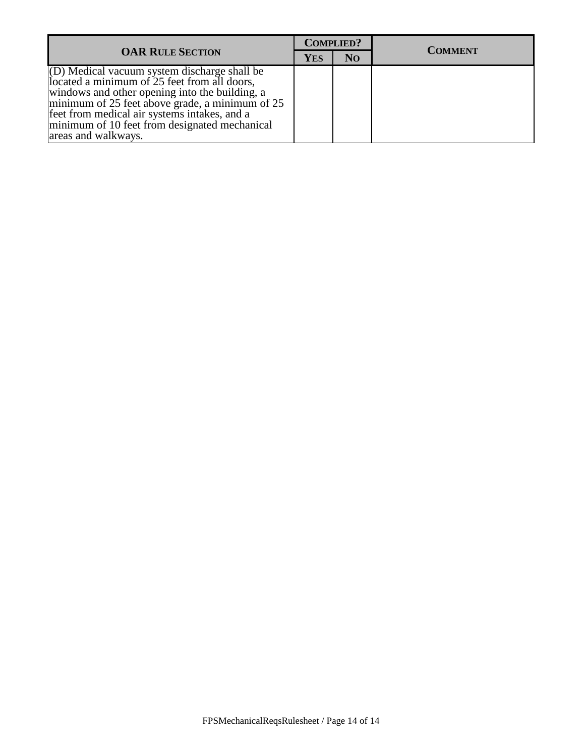| OAR Rule Section | Complied? | | Comment |
|---|---|---|---|
| | Yes | No | |
| (D) Medical vacuum system discharge shall be located a minimum of 25 feet from all doors, windows and other opening into the building, a minimum of 25 feet above grade, a minimum of 25 feet from medical air systems intakes, and a minimum of 10 feet from designated mechanical areas and walkways. | | | |